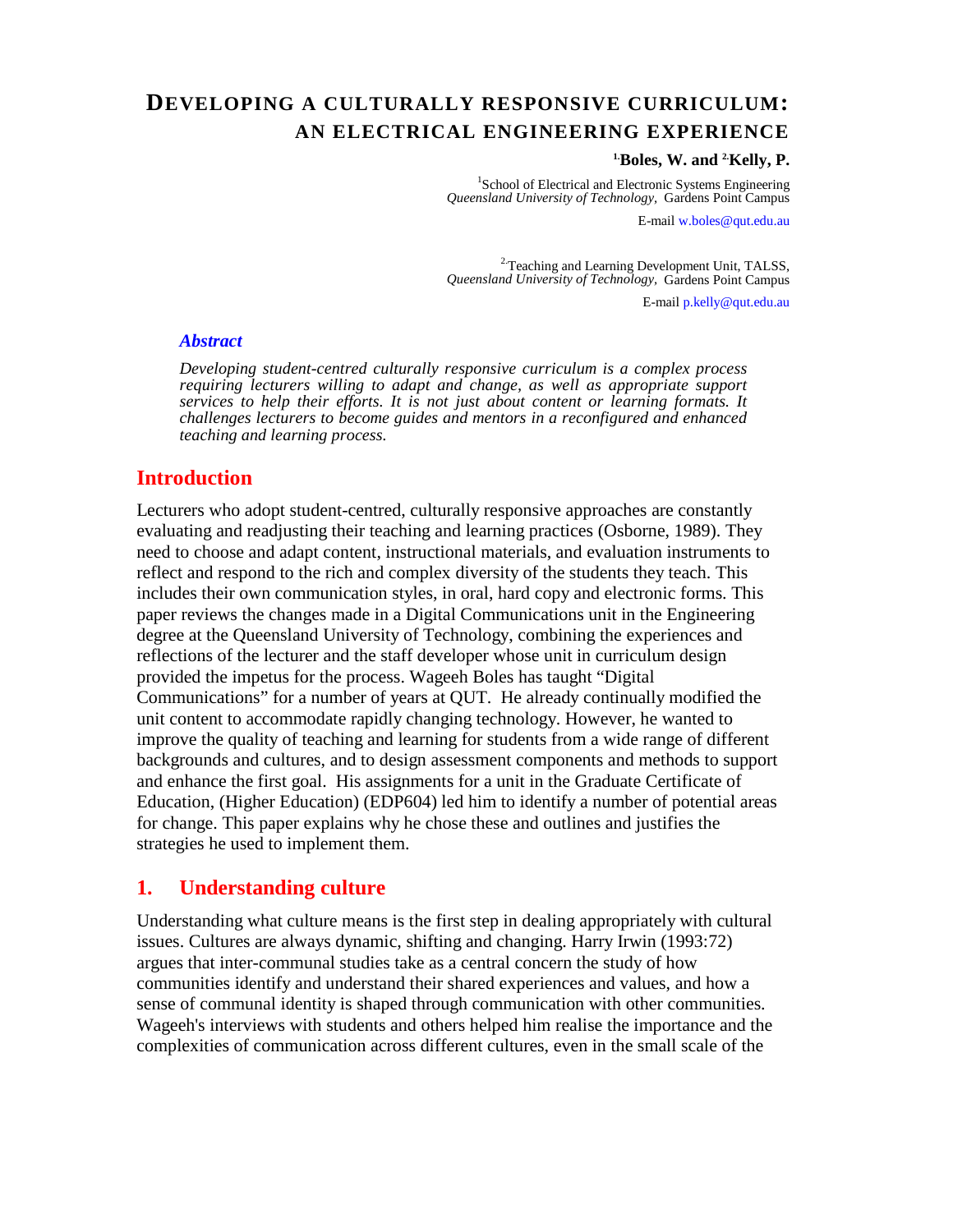# DEVELOPING A CULTURALLY RESPONSIVE CURRICULUM: AN ELECTRICAL ENGINEERING EXPERIENCE

**[1]Boles, W. and [2]Kelly, P.**

[1]School of Electrical and Electronic Systems Engineering
*Queensland University of Technology*, Gardens Point Campus

E-mail w.boles@qut.edu.au

[2]Teaching and Learning Development Unit, TALSS,
*Queensland University of Technology*, Gardens Point Campus

E-mail p.kelly@qut.edu.au

### *Abstract*

*Developing student-centred culturally responsive curriculum is a complex process requiring lecturers willing to adapt and change, as well as appropriate support services to help their efforts. It is not just about content or learning formats. It challenges lecturers to become guides and mentors in a reconfigured and enhanced teaching and learning process.*

## Introduction

Lecturers who adopt student-centred, culturally responsive approaches are constantly evaluating and readjusting their teaching and learning practices (Osborne, 1989). They need to choose and adapt content, instructional materials, and evaluation instruments to reflect and respond to the rich and complex diversity of the students they teach. This includes their own communication styles, in oral, hard copy and electronic forms. This paper reviews the changes made in a Digital Communications unit in the Engineering degree at the Queensland University of Technology, combining the experiences and reflections of the lecturer and the staff developer whose unit in curriculum design provided the impetus for the process. Wageeh Boles has taught "Digital Communications" for a number of years at QUT. He already continually modified the unit content to accommodate rapidly changing technology. However, he wanted to improve the quality of teaching and learning for students from a wide range of different backgrounds and cultures, and to design assessment components and methods to support and enhance the first goal. His assignments for a unit in the Graduate Certificate of Education, (Higher Education) (EDP604) led him to identify a number of potential areas for change. This paper explains why he chose these and outlines and justifies the strategies he used to implement them.

## 1. Understanding culture

Understanding what culture means is the first step in dealing appropriately with cultural issues. Cultures are always dynamic, shifting and changing. Harry Irwin (1993:72) argues that inter-communal studies take as a central concern the study of how communities identify and understand their shared experiences and values, and how a sense of communal identity is shaped through communication with other communities. Wageeh's interviews with students and others helped him realise the importance and the complexities of communication across different cultures, even in the small scale of the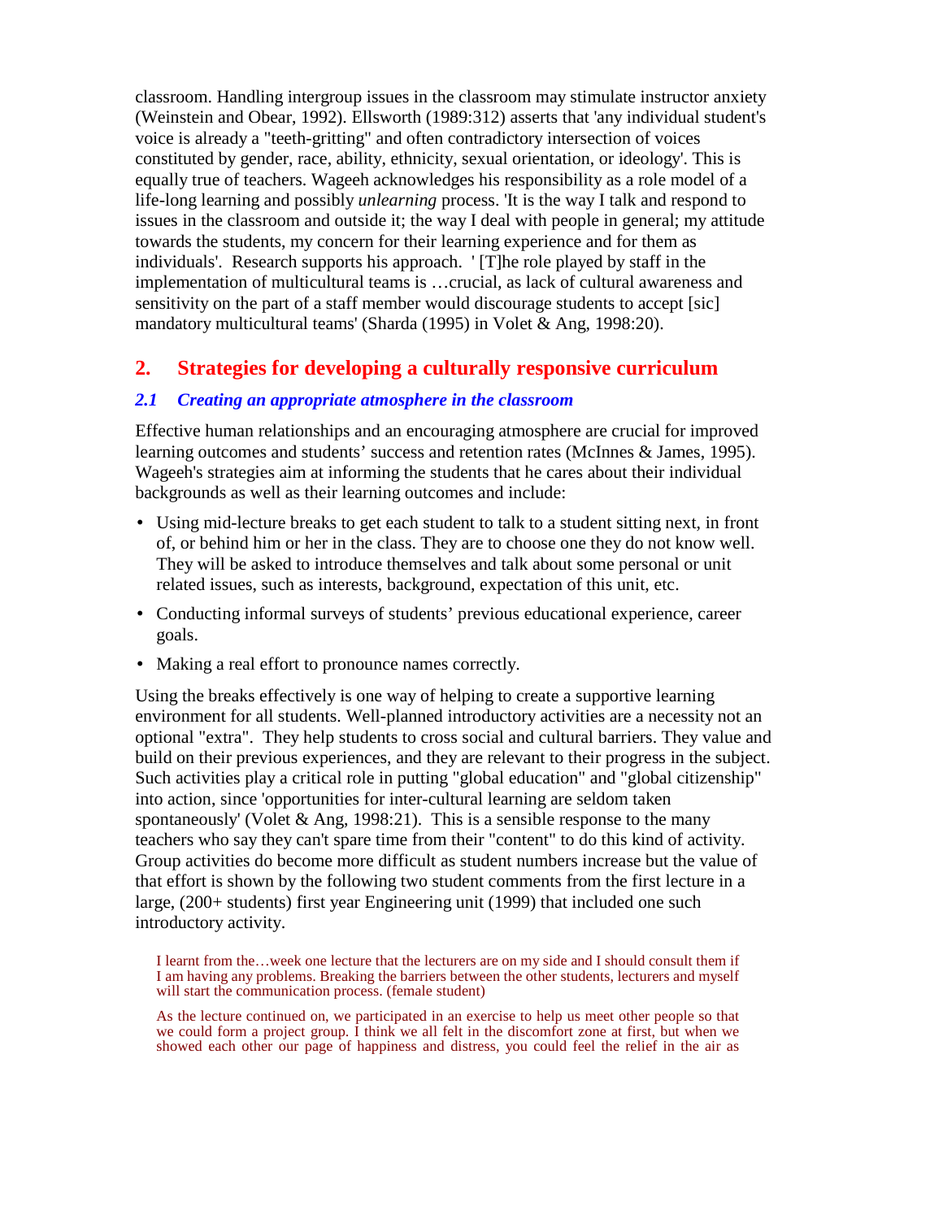classroom. Handling intergroup issues in the classroom may stimulate instructor anxiety (Weinstein and Obear, 1992). Ellsworth (1989:312) asserts that 'any individual student's voice is already a "teeth-gritting" and often contradictory intersection of voices constituted by gender, race, ability, ethnicity, sexual orientation, or ideology'. This is equally true of teachers. Wageeh acknowledges his responsibility as a role model of a life-long learning and possibly *unlearning* process. 'It is the way I talk and respond to issues in the classroom and outside it; the way I deal with people in general; my attitude towards the students, my concern for their learning experience and for them as individuals'. Research supports his approach. ' [T]he role played by staff in the implementation of multicultural teams is …crucial, as lack of cultural awareness and sensitivity on the part of a staff member would discourage students to accept [sic] mandatory multicultural teams' (Sharda (1995) in Volet & Ang, 1998:20).

## 2. Strategies for developing a culturally responsive curriculum

### *2.1 Creating an appropriate atmosphere in the classroom*

Effective human relationships and an encouraging atmosphere are crucial for improved learning outcomes and students' success and retention rates (McInnes & James, 1995). Wageeh's strategies aim at informing the students that he cares about their individual backgrounds as well as their learning outcomes and include:

- Using mid-lecture breaks to get each student to talk to a student sitting next, in front of, or behind him or her in the class. They are to choose one they do not know well. They will be asked to introduce themselves and talk about some personal or unit related issues, such as interests, background, expectation of this unit, etc.
- Conducting informal surveys of students' previous educational experience, career goals.
- Making a real effort to pronounce names correctly.

Using the breaks effectively is one way of helping to create a supportive learning environment for all students. Well-planned introductory activities are a necessity not an optional "extra". They help students to cross social and cultural barriers. They value and build on their previous experiences, and they are relevant to their progress in the subject. Such activities play a critical role in putting "global education" and "global citizenship" into action, since 'opportunities for inter-cultural learning are seldom taken spontaneously' (Volet & Ang, 1998:21). This is a sensible response to the many teachers who say they can't spare time from their "content" to do this kind of activity. Group activities do become more difficult as student numbers increase but the value of that effort is shown by the following two student comments from the first lecture in a large, (200+ students) first year Engineering unit (1999) that included one such introductory activity.

> I learnt from the…week one lecture that the lecturers are on my side and I should consult them if I am having any problems. Breaking the barriers between the other students, lecturers and myself will start the communication process. (female student)

> As the lecture continued on, we participated in an exercise to help us meet other people so that we could form a project group. I think we all felt in the discomfort zone at first, but when we showed each other our page of happiness and distress, you could feel the relief in the air as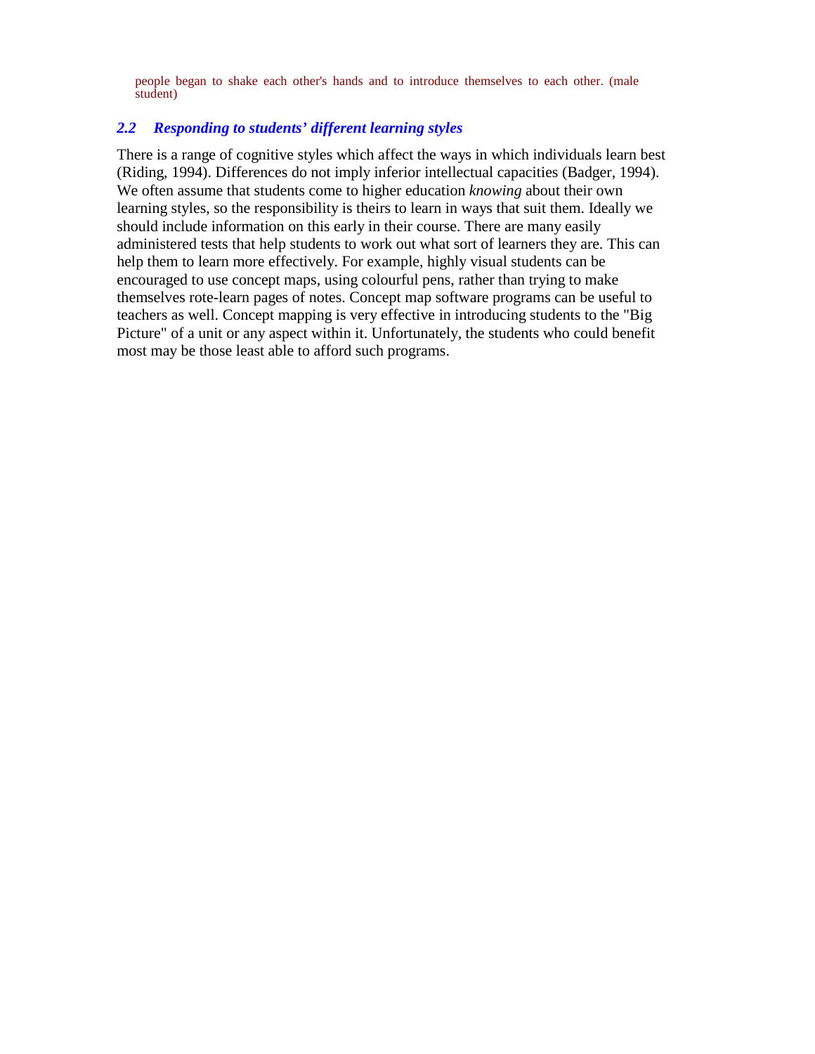people began to shake each other's hands and to introduce themselves to each other. (male student)

### *2.2 Responding to students' different learning styles*

There is a range of cognitive styles which affect the ways in which individuals learn best (Riding, 1994). Differences do not imply inferior intellectual capacities (Badger, 1994). We often assume that students come to higher education *knowing* about their own learning styles, so the responsibility is theirs to learn in ways that suit them. Ideally we should include information on this early in their course. There are many easily administered tests that help students to work out what sort of learners they are. This can help them to learn more effectively. For example, highly visual students can be encouraged to use concept maps, using colourful pens, rather than trying to make themselves rote-learn pages of notes. Concept map software programs can be useful to teachers as well. Concept mapping is very effective in introducing students to the "Big Picture" of a unit or any aspect within it. Unfortunately, the students who could benefit most may be those least able to afford such programs.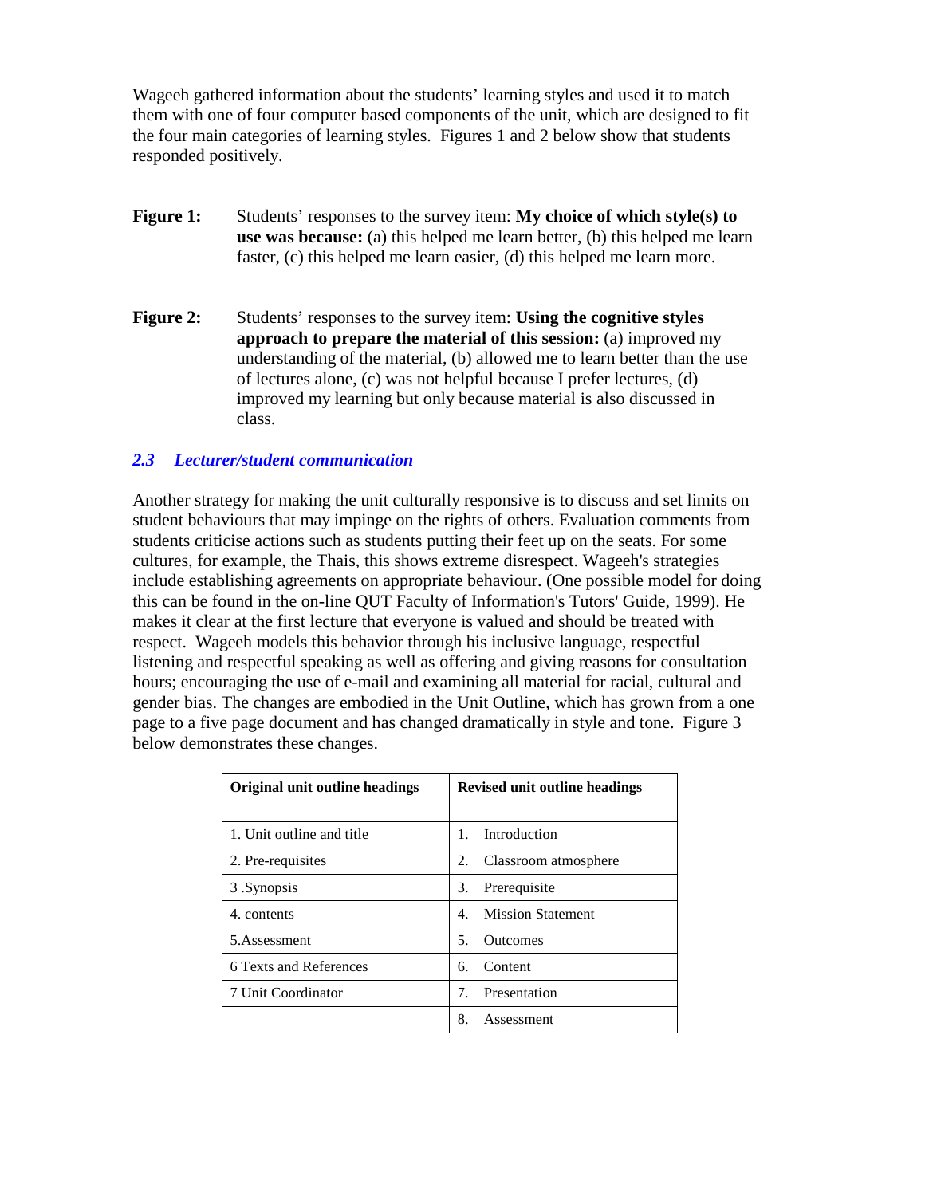Wageeh gathered information about the students' learning styles and used it to match them with one of four computer based components of the unit, which are designed to fit the four main categories of learning styles. Figures 1 and 2 below show that students responded positively.

**Figure 1:** Students' responses to the survey item: **My choice of which style(s) to use was because:** (a) this helped me learn better, (b) this helped me learn faster, (c) this helped me learn easier, (d) this helped me learn more.

**Figure 2:** Students' responses to the survey item: **Using the cognitive styles approach to prepare the material of this session:** (a) improved my understanding of the material, (b) allowed me to learn better than the use of lectures alone, (c) was not helpful because I prefer lectures, (d) improved my learning but only because material is also discussed in class.

### *2.3 Lecturer/student communication*

Another strategy for making the unit culturally responsive is to discuss and set limits on student behaviours that may impinge on the rights of others. Evaluation comments from students criticise actions such as students putting their feet up on the seats. For some cultures, for example, the Thais, this shows extreme disrespect. Wageeh's strategies include establishing agreements on appropriate behaviour. (One possible model for doing this can be found in the on-line QUT Faculty of Information's Tutors' Guide, 1999). He makes it clear at the first lecture that everyone is valued and should be treated with respect. Wageeh models this behavior through his inclusive language, respectful listening and respectful speaking as well as offering and giving reasons for consultation hours; encouraging the use of e-mail and examining all material for racial, cultural and gender bias. The changes are embodied in the Unit Outline, which has grown from a one page to a five page document and has changed dramatically in style and tone. Figure 3 below demonstrates these changes.

| Original unit outline headings | Revised unit outline headings |
|---|---|
| 1. Unit outline and title | 1. Introduction |
| 2. Pre-requisites | 2. Classroom atmosphere |
| 3 .Synopsis | 3. Prerequisite |
| 4. contents | 4. Mission Statement |
| 5.Assessment | 5. Outcomes |
| 6 Texts and References | 6. Content |
| 7 Unit Coordinator | 7. Presentation |
| | 8. Assessment |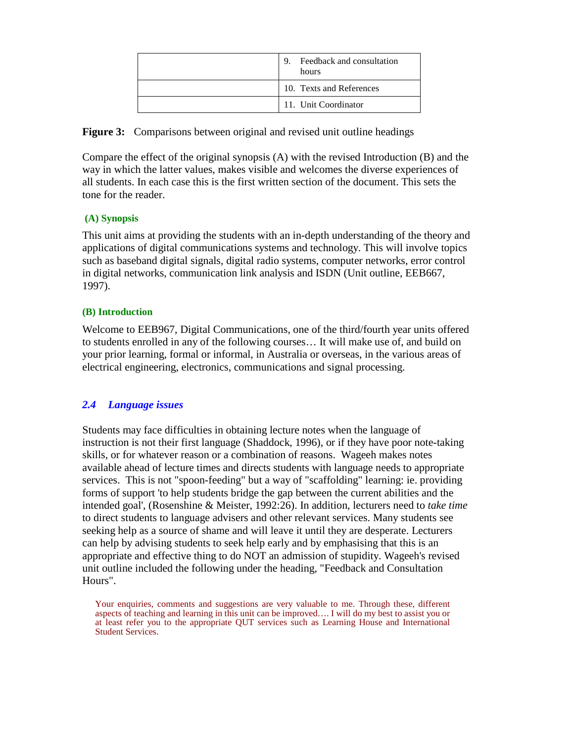| | |
|---|---|
| | 9. Feedback and consultation hours |
| | 10. Texts and References |
| | 11. Unit Coordinator |

**Figure 3:** Comparisons between original and revised unit outline headings

Compare the effect of the original synopsis (A) with the revised Introduction (B) and the way in which the latter values, makes visible and welcomes the diverse experiences of all students. In each case this is the first written section of the document. This sets the tone for the reader.

**(A) Synopsis**

This unit aims at providing the students with an in-depth understanding of the theory and applications of digital communications systems and technology. This will involve topics such as baseband digital signals, digital radio systems, computer networks, error control in digital networks, communication link analysis and ISDN (Unit outline, EEB667, 1997).

**(B) Introduction**

Welcome to EEB967, Digital Communications, one of the third/fourth year units offered to students enrolled in any of the following courses… It will make use of, and build on your prior learning, formal or informal, in Australia or overseas, in the various areas of electrical engineering, electronics, communications and signal processing.

## *2.4 Language issues*

Students may face difficulties in obtaining lecture notes when the language of instruction is not their first language (Shaddock, 1996), or if they have poor note-taking skills, or for whatever reason or a combination of reasons. Wageeh makes notes available ahead of lecture times and directs students with language needs to appropriate services. This is not "spoon-feeding" but a way of "scaffolding" learning: ie. providing forms of support 'to help students bridge the gap between the current abilities and the intended goal', (Rosenshine & Meister, 1992:26). In addition, lecturers need to *take time* to direct students to language advisers and other relevant services. Many students see seeking help as a source of shame and will leave it until they are desperate. Lecturers can help by advising students to seek help early and by emphasising that this is an appropriate and effective thing to do NOT an admission of stupidity. Wageeh's revised unit outline included the following under the heading, "Feedback and Consultation Hours".

> Your enquiries, comments and suggestions are very valuable to me. Through these, different aspects of teaching and learning in this unit can be improved…. I will do my best to assist you or at least refer you to the appropriate QUT services such as Learning House and International Student Services.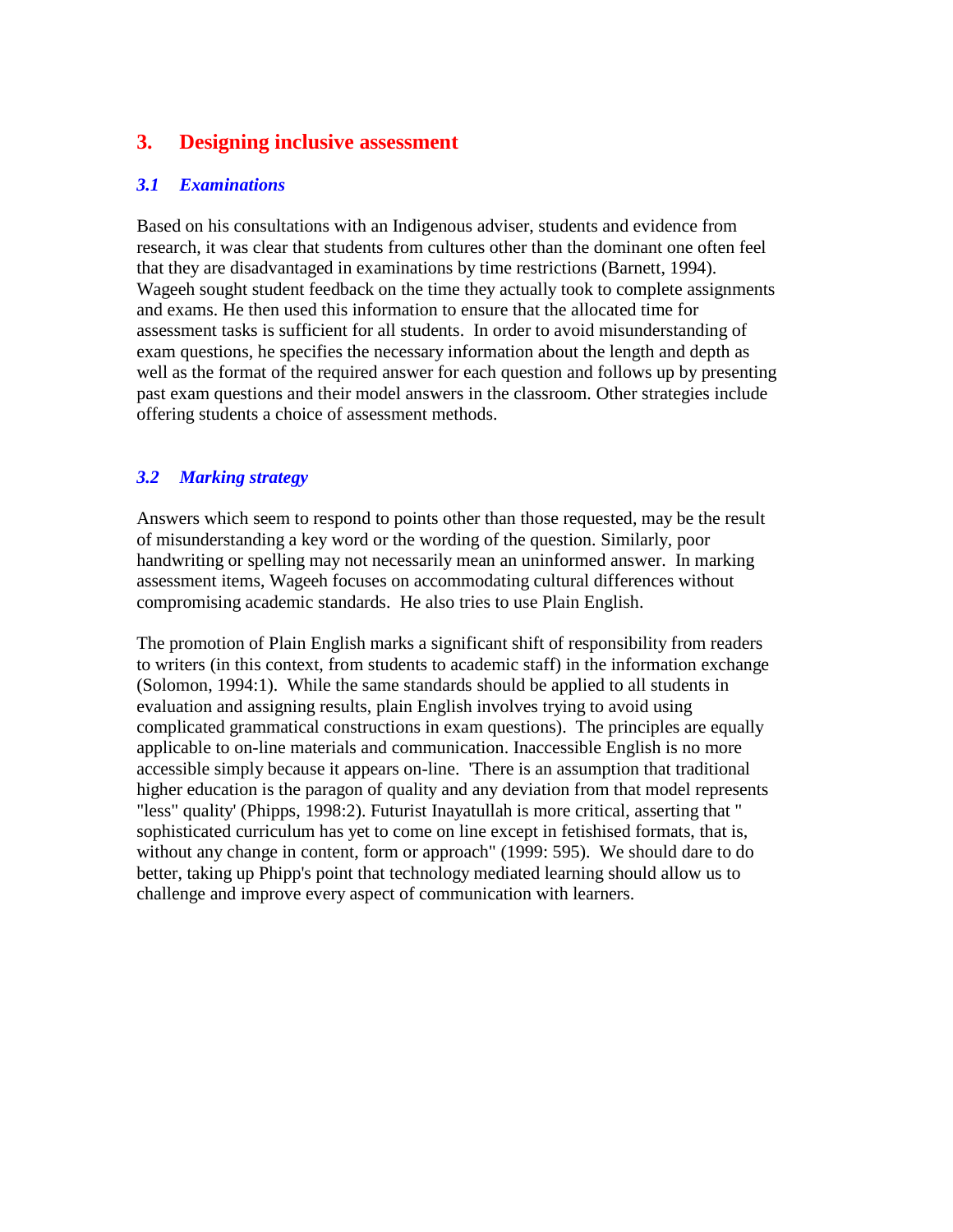# 3. Designing inclusive assessment

### *3.1 Examinations*

Based on his consultations with an Indigenous adviser, students and evidence from research, it was clear that students from cultures other than the dominant one often feel that they are disadvantaged in examinations by time restrictions (Barnett, 1994). Wageeh sought student feedback on the time they actually took to complete assignments and exams. He then used this information to ensure that the allocated time for assessment tasks is sufficient for all students. In order to avoid misunderstanding of exam questions, he specifies the necessary information about the length and depth as well as the format of the required answer for each question and follows up by presenting past exam questions and their model answers in the classroom. Other strategies include offering students a choice of assessment methods.

### *3.2 Marking strategy*

Answers which seem to respond to points other than those requested, may be the result of misunderstanding a key word or the wording of the question. Similarly, poor handwriting or spelling may not necessarily mean an uninformed answer. In marking assessment items, Wageeh focuses on accommodating cultural differences without compromising academic standards. He also tries to use Plain English.

The promotion of Plain English marks a significant shift of responsibility from readers to writers (in this context, from students to academic staff) in the information exchange (Solomon, 1994:1). While the same standards should be applied to all students in evaluation and assigning results, plain English involves trying to avoid using complicated grammatical constructions in exam questions). The principles are equally applicable to on-line materials and communication. Inaccessible English is no more accessible simply because it appears on-line. 'There is an assumption that traditional higher education is the paragon of quality and any deviation from that model represents "less" quality' (Phipps, 1998:2). Futurist Inayatullah is more critical, asserting that " sophisticated curriculum has yet to come on line except in fetishised formats, that is, without any change in content, form or approach" (1999: 595). We should dare to do better, taking up Phipp's point that technology mediated learning should allow us to challenge and improve every aspect of communication with learners.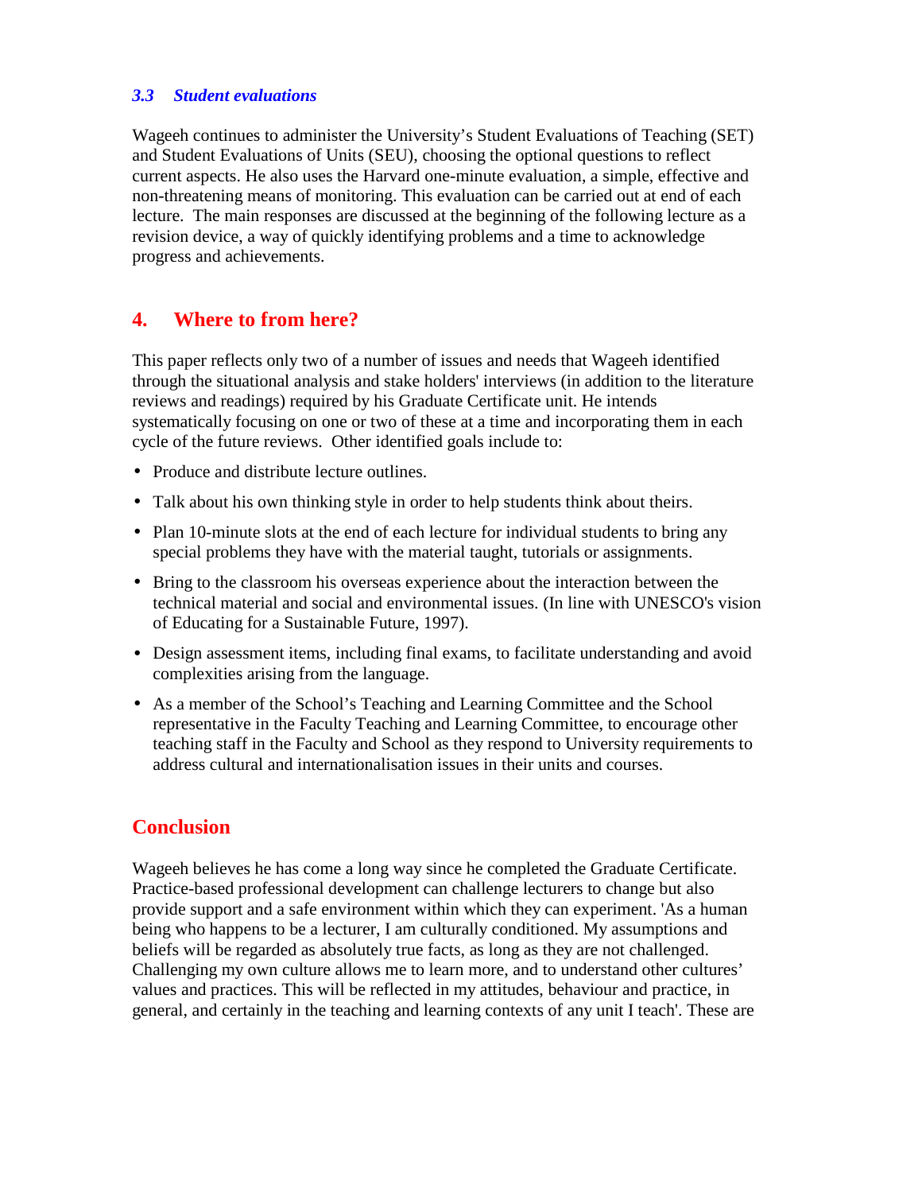### *3.3 Student evaluations*

Wageeh continues to administer the University's Student Evaluations of Teaching (SET) and Student Evaluations of Units (SEU), choosing the optional questions to reflect current aspects. He also uses the Harvard one-minute evaluation, a simple, effective and non-threatening means of monitoring. This evaluation can be carried out at end of each lecture. The main responses are discussed at the beginning of the following lecture as a revision device, a way of quickly identifying problems and a time to acknowledge progress and achievements.

## 4. Where to from here?

This paper reflects only two of a number of issues and needs that Wageeh identified through the situational analysis and stake holders' interviews (in addition to the literature reviews and readings) required by his Graduate Certificate unit. He intends systematically focusing on one or two of these at a time and incorporating them in each cycle of the future reviews. Other identified goals include to:

- Produce and distribute lecture outlines.
- Talk about his own thinking style in order to help students think about theirs.
- Plan 10-minute slots at the end of each lecture for individual students to bring any special problems they have with the material taught, tutorials or assignments.
- Bring to the classroom his overseas experience about the interaction between the technical material and social and environmental issues. (In line with UNESCO's vision of Educating for a Sustainable Future, 1997).
- Design assessment items, including final exams, to facilitate understanding and avoid complexities arising from the language.
- As a member of the School's Teaching and Learning Committee and the School representative in the Faculty Teaching and Learning Committee, to encourage other teaching staff in the Faculty and School as they respond to University requirements to address cultural and internationalisation issues in their units and courses.

## Conclusion

Wageeh believes he has come a long way since he completed the Graduate Certificate. Practice-based professional development can challenge lecturers to change but also provide support and a safe environment within which they can experiment. 'As a human being who happens to be a lecturer, I am culturally conditioned. My assumptions and beliefs will be regarded as absolutely true facts, as long as they are not challenged. Challenging my own culture allows me to learn more, and to understand other cultures' values and practices. This will be reflected in my attitudes, behaviour and practice, in general, and certainly in the teaching and learning contexts of any unit I teach'. These are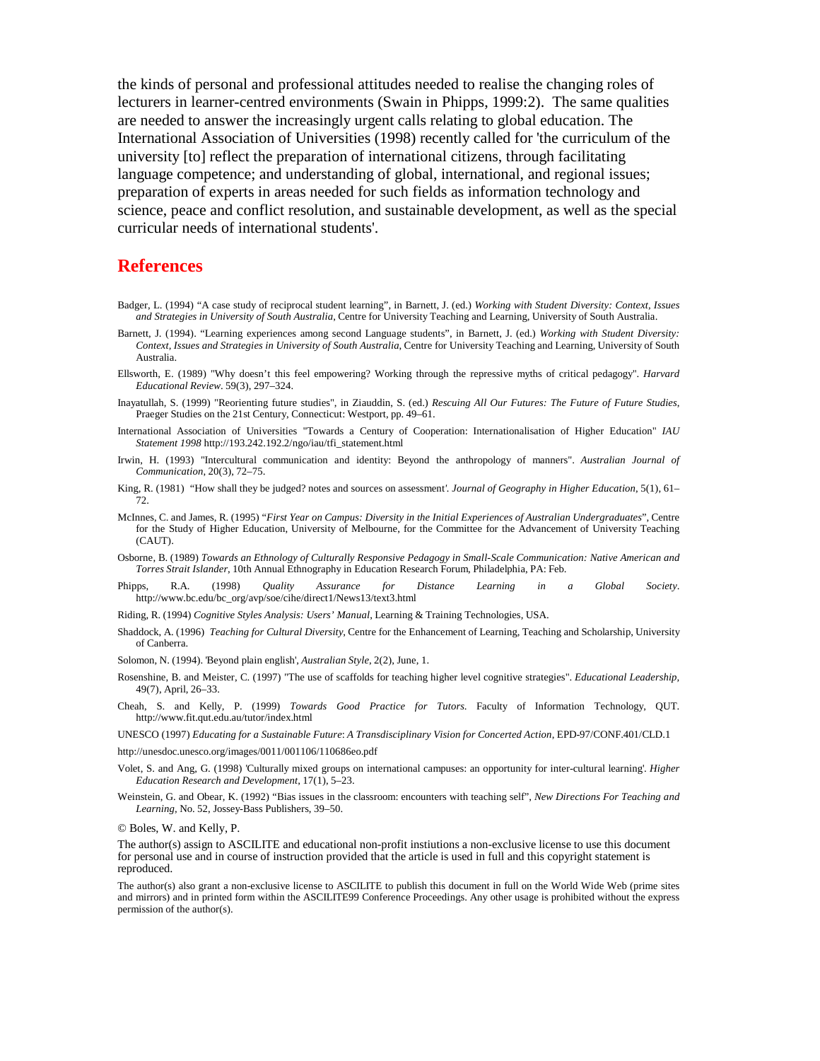the kinds of personal and professional attitudes needed to realise the changing roles of lecturers in learner-centred environments (Swain in Phipps, 1999:2). The same qualities are needed to answer the increasingly urgent calls relating to global education. The International Association of Universities (1998) recently called for 'the curriculum of the university [to] reflect the preparation of international citizens, through facilitating language competence; and understanding of global, international, and regional issues; preparation of experts in areas needed for such fields as information technology and science, peace and conflict resolution, and sustainable development, as well as the special curricular needs of international students'.

## References

Badger, L. (1994) "A case study of reciprocal student learning", in Barnett, J. (ed.) *Working with Student Diversity: Context, Issues and Strategies in University of South Australia*, Centre for University Teaching and Learning, University of South Australia.

Barnett, J. (1994). "Learning experiences among second Language students", in Barnett, J. (ed.) *Working with Student Diversity: Context, Issues and Strategies in University of South Australia*, Centre for University Teaching and Learning, University of South Australia.

Ellsworth, E. (1989) "Why doesn't this feel empowering? Working through the repressive myths of critical pedagogy". *Harvard Educational Review*. 59(3), 297–324.

Inayatullah, S. (1999) "Reorienting future studies", in Ziauddin, S. (ed.) *Rescuing All Our Futures: The Future of Future Studies*, Praeger Studies on the 21st Century, Connecticut: Westport, pp. 49–61.

International Association of Universities "Towards a Century of Cooperation: Internationalisation of Higher Education" *IAU Statement 1998* http://193.242.192.2/ngo/iau/tfi_statement.html

Irwin, H. (1993) "Intercultural communication and identity: Beyond the anthropology of manners". *Australian Journal of Communication*, 20(3), 72–75.

King, R. (1981) "How shall they be judged? notes and sources on assessment'. *Journal of Geography in Higher Education*, 5(1), 61–72.

McInnes, C. and James, R. (1995) "*First Year on Campus: Diversity in the Initial Experiences of Australian Undergraduates*", Centre for the Study of Higher Education, University of Melbourne, for the Committee for the Advancement of University Teaching (CAUT).

Osborne, B. (1989) *Towards an Ethnology of Culturally Responsive Pedagogy in Small-Scale Communication: Native American and Torres Strait Islander*, 10th Annual Ethnography in Education Research Forum, Philadelphia, PA: Feb.

Phipps, R.A. (1998) *Quality Assurance for Distance Learning in a Global Society*. http://www.bc.edu/bc_org/avp/soe/cihe/direct1/News13/text3.html

Riding, R. (1994) *Cognitive Styles Analysis: Users' Manual*, Learning & Training Technologies, USA.

Shaddock, A. (1996) *Teaching for Cultural Diversity*, Centre for the Enhancement of Learning, Teaching and Scholarship, University of Canberra.

Solomon, N. (1994). 'Beyond plain english', *Australian Style*, 2(2), June, 1.

Rosenshine, B. and Meister, C. (1997) "The use of scaffolds for teaching higher level cognitive strategies". *Educational Leadership*, 49(7), April, 26–33.

Cheah, S. and Kelly, P. (1999) *Towards Good Practice for Tutors*. Faculty of Information Technology, QUT. http://www.fit.qut.edu.au/tutor/index.html

UNESCO (1997) *Educating for a Sustainable Future*: *A Transdisciplinary Vision for Concerted Action*, EPD-97/CONF.401/CLD.1

http://unesdoc.unesco.org/images/0011/001106/110686eo.pdf

Volet, S. and Ang, G. (1998) 'Culturally mixed groups on international campuses: an opportunity for inter-cultural learning'. *Higher Education Research and Development*, 17(1), 5–23.

Weinstein, G. and Obear, K. (1992) "Bias issues in the classroom: encounters with teaching self", *New Directions For Teaching and Learning*, No. 52, Jossey-Bass Publishers, 39–50.

© Boles, W. and Kelly, P.

The author(s) assign to ASCILITE and educational non-profit instiutions a non-exclusive license to use this document for personal use and in course of instruction provided that the article is used in full and this copyright statement is reproduced.

The author(s) also grant a non-exclusive license to ASCILITE to publish this document in full on the World Wide Web (prime sites and mirrors) and in printed form within the ASCILITE99 Conference Proceedings. Any other usage is prohibited without the express permission of the author(s).